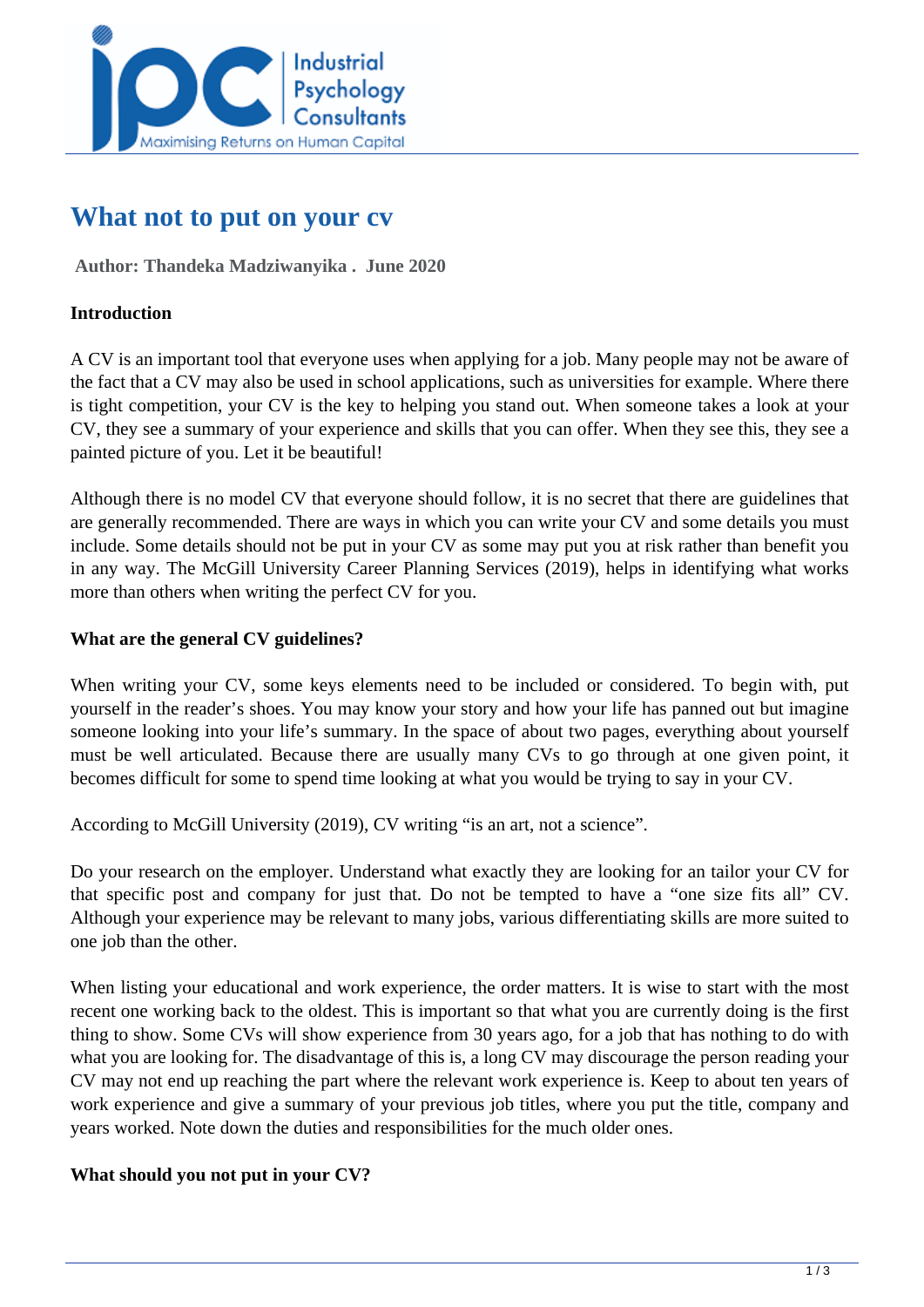# What not to put on your cv

**Author: Thandeka Madziwanyika . June 2020**

**Introduction**

A CV is an important tool that everyone uses when applying for a job. Many people may not be aware of the fact that a CV may also be used in school applications, such as universities for example. Where there is tight competition, your CV is the key to helping you stand out. When someone takes a look at your CV, they see a summary of your experience and skills that you can offer. When they see this, they see a painted picture of you. Let it be beautiful!

Although there is no model CV that everyone should follow, it is no secret that there are guidelines that are generally recommended. There are ways in which you can write your CV and some details you must include. Some details should not be put in your CV as some may put you at risk rather than benefit you in any way. The McGill University Career Planning Services (2019), helps in identifying what works more than others when writing the perfect CV for you.

**What are the general CV guidelines?**

When writing your CV, some keys elements need to be included or considered. To begin with, put yourself in the reader's shoes. You may know your story and how your life has panned out but imagine someone looking into your life's summary. In the space of about two pages, everything about yourself must be well articulated. Because there are usually many CVs to go through at one given point, it becomes difficult for some to spend time looking at what you would be trying to say in your CV.

According to McGill University (2019), CV writing "is an art, not a science".

Do your research on the employer. Understand what exactly they are looking for an tailor your CV for that specific post and company for just that. Do not be tempted to have a "one size fits all" CV. Although your experience may be relevant to many jobs, various differentiating skills are more suited to one job than the other.

When listing your educational and work experience, the order matters. It is wise to start with the most recent one working back to the oldest. This is important so that what you are currently doing is the first thing to show. Some CVs will show experience from 30 years ago, for a job that has nothing to do with what you are looking for. The disadvantage of this is, a long CV may discourage the person reading your CV may not end up reaching the part where the relevant work experience is. Keep to about ten years of work experience and give a summary of your previous job titles, where you put the title, company and years worked. Note down the duties and responsibilities for the much older ones.

**What should you not put in your CV?**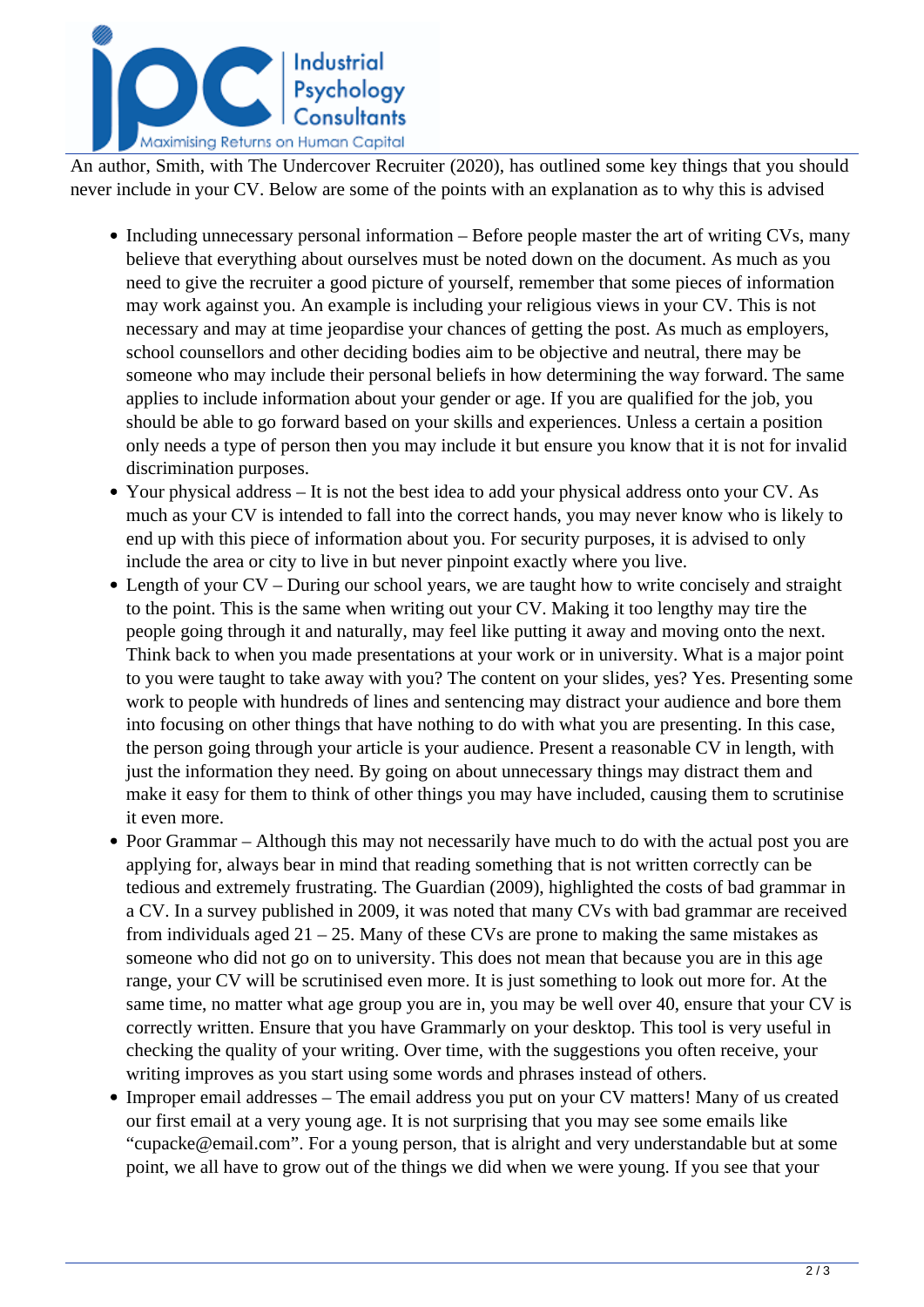An author, Smith, with The Undercover Recruiter (2020), has outlined some key things that you should never include in your CV. Below are some of the points with an explanation as to why this is advised

- Including unnecessary personal information – Before people master the art of writing CVs, many believe that everything about ourselves must be noted down on the document. As much as you need to give the recruiter a good picture of yourself, remember that some pieces of information may work against you. An example is including your religious views in your CV. This is not necessary and may at time jeopardise your chances of getting the post. As much as employers, school counsellors and other deciding bodies aim to be objective and neutral, there may be someone who may include their personal beliefs in how determining the way forward. The same applies to include information about your gender or age. If you are qualified for the job, you should be able to go forward based on your skills and experiences. Unless a certain a position only needs a type of person then you may include it but ensure you know that it is not for invalid discrimination purposes.
- Your physical address – It is not the best idea to add your physical address onto your CV. As much as your CV is intended to fall into the correct hands, you may never know who is likely to end up with this piece of information about you. For security purposes, it is advised to only include the area or city to live in but never pinpoint exactly where you live.
- Length of your CV – During our school years, we are taught how to write concisely and straight to the point. This is the same when writing out your CV. Making it too lengthy may tire the people going through it and naturally, may feel like putting it away and moving onto the next. Think back to when you made presentations at your work or in university. What is a major point to you were taught to take away with you? The content on your slides, yes? Yes. Presenting some work to people with hundreds of lines and sentencing may distract your audience and bore them into focusing on other things that have nothing to do with what you are presenting. In this case, the person going through your article is your audience. Present a reasonable CV in length, with just the information they need. By going on about unnecessary things may distract them and make it easy for them to think of other things you may have included, causing them to scrutinise it even more.
- Poor Grammar – Although this may not necessarily have much to do with the actual post you are applying for, always bear in mind that reading something that is not written correctly can be tedious and extremely frustrating. The Guardian (2009), highlighted the costs of bad grammar in a CV. In a survey published in 2009, it was noted that many CVs with bad grammar are received from individuals aged 21 – 25. Many of these CVs are prone to making the same mistakes as someone who did not go on to university. This does not mean that because you are in this age range, your CV will be scrutinised even more. It is just something to look out more for. At the same time, no matter what age group you are in, you may be well over 40, ensure that your CV is correctly written. Ensure that you have Grammarly on your desktop. This tool is very useful in checking the quality of your writing. Over time, with the suggestions you often receive, your writing improves as you start using some words and phrases instead of others.
- Improper email addresses – The email address you put on your CV matters! Many of us created our first email at a very young age. It is not surprising that you may see some emails like "cupacke@email.com". For a young person, that is alright and very understandable but at some point, we all have to grow out of the things we did when we were young. If you see that your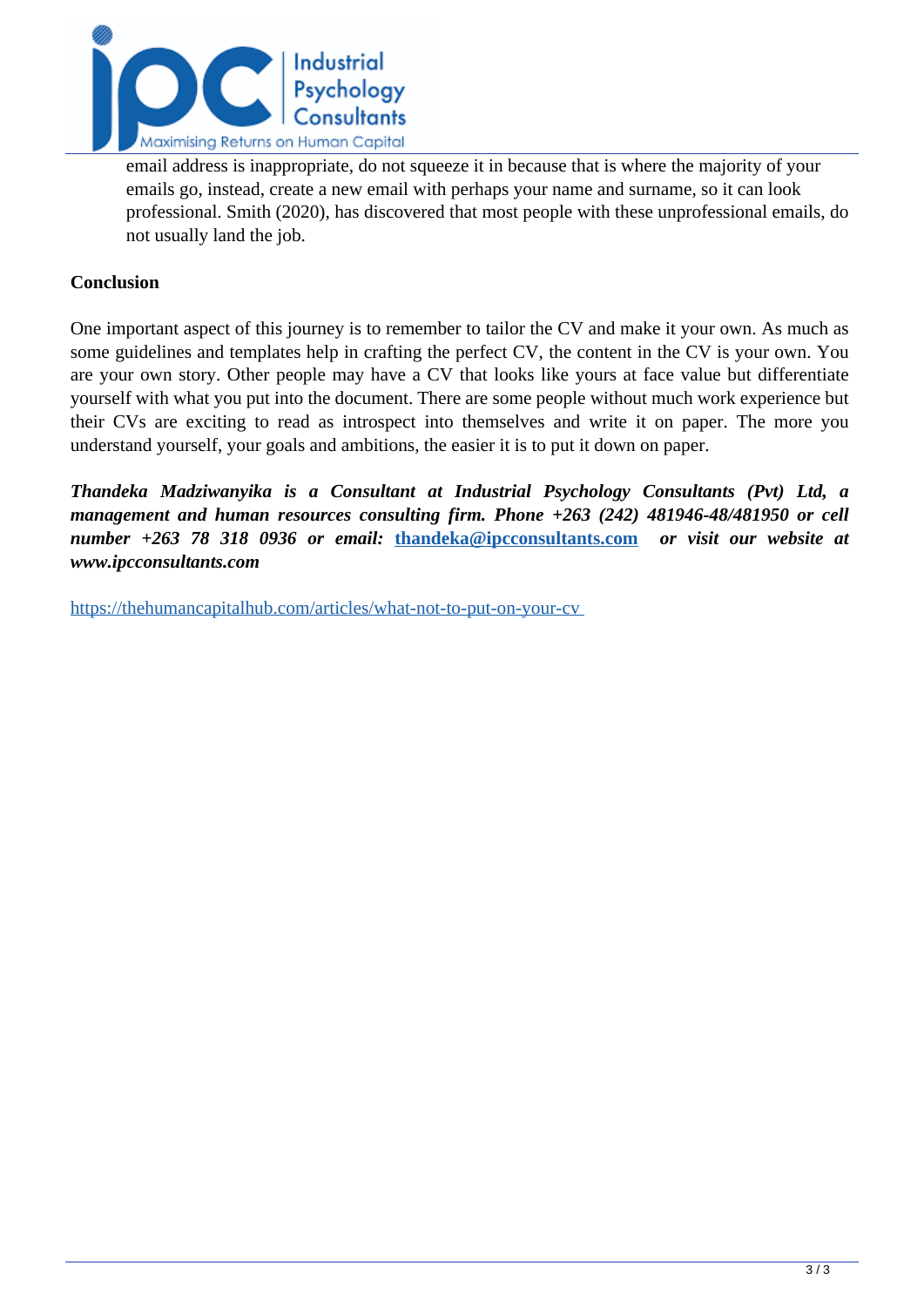email address is inappropriate, do not squeeze it in because that is where the majority of your emails go, instead, create a new email with perhaps your name and surname, so it can look professional. Smith (2020), has discovered that most people with these unprofessional emails, do not usually land the job.

**Conclusion**

One important aspect of this journey is to remember to tailor the CV and make it your own. As much as some guidelines and templates help in crafting the perfect CV, the content in the CV is your own. You are your own story. Other people may have a CV that looks like yours at face value but differentiate yourself with what you put into the document. There are some people without much work experience but their CVs are exciting to read as introspect into themselves and write it on paper. The more you understand yourself, your goals and ambitions, the easier it is to put it down on paper.

***Thandeka Madziwanyika is a Consultant at Industrial Psychology Consultants (Pvt) Ltd, a management and human resources consulting firm. Phone +263 (242) 481946-48/481950 or cell number +263 78 318 0936 or email: thandeka@ipcconsultants.com or visit our website at www.ipcconsultants.com***

https://thehumancapitalhub.com/articles/what-not-to-put-on-your-cv